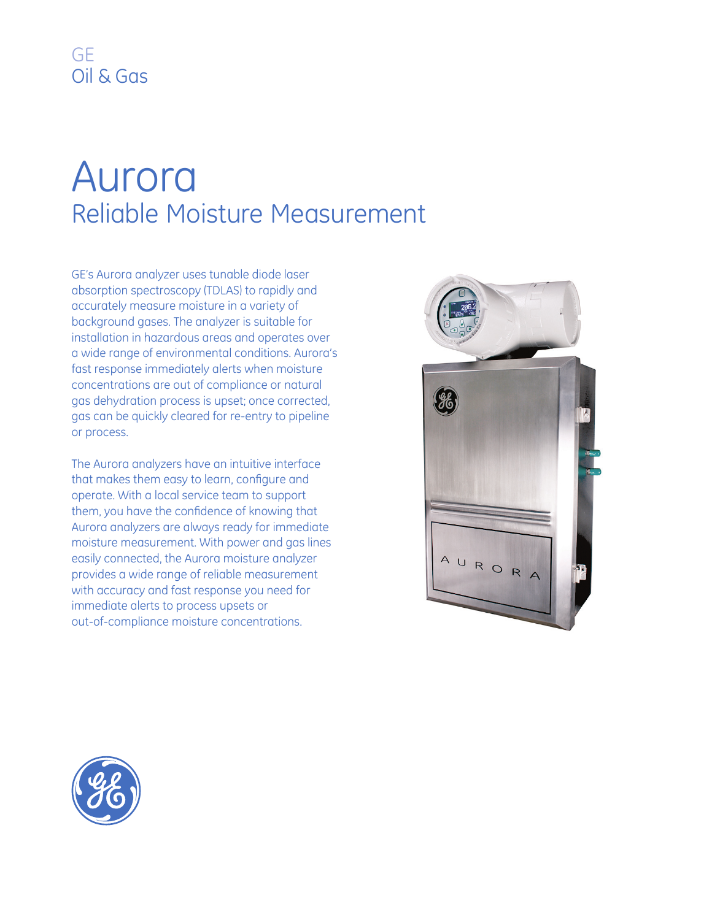GE
Oil & Gas

# Aurora

## Reliable Moisture Measurement

GE's Aurora analyzer uses tunable diode laser absorption spectroscopy (TDLAS) to rapidly and accurately measure moisture in a variety of background gases. The analyzer is suitable for installation in hazardous areas and operates over a wide range of environmental conditions. Aurora's fast response immediately alerts when moisture concentrations are out of compliance or natural gas dehydration process is upset; once corrected, gas can be quickly cleared for re-entry to pipeline or process.

The Aurora analyzers have an intuitive interface that makes them easy to learn, configure and operate. With a local service team to support them, you have the confidence of knowing that Aurora analyzers are always ready for immediate moisture measurement. With power and gas lines easily connected, the Aurora moisture analyzer provides a wide range of reliable measurement with accuracy and fast response you need for immediate alerts to process upsets or out-of-compliance moisture concentrations.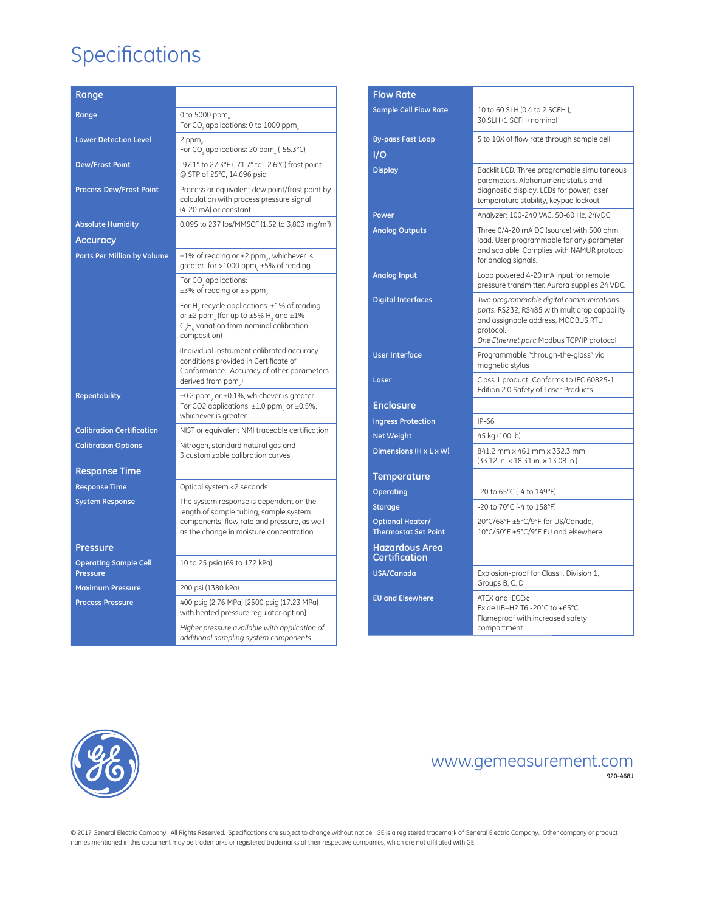# Specifications

| | |
|---|---|
| **Range** | |
| Range | 0 to 5000 $ppm_v$<br>For $CO_2$ applications: 0 to 1000 $ppm_v$ |
| Lower Detection Level | 2 $ppm_v$<br>For $CO_2$ applications: 20 $ppm_v$ (-55.3°C) |
| Dew/Frost Point | -97.1° to 27.3°F (-71.7° to −2.6°C) frost point @ STP of 25°C, 14.696 psia |
| Process Dew/Frost Point | Process or equivalent dew point/frost point by calculation with process pressure signal (4-20 mA) or constant |
| Absolute Humidity | 0.095 to 237 lbs/MMSCF (1.52 to 3,803 mg/m³) |
| **Accuracy** | |
| Parts Per Million by Volume | ±1% of reading or ±2 $ppm_v$, whichever is greater; for >1000 $ppm_v$ ±5% of reading |
| | For $CO_2$ applications:<br>±3% of reading or ±5 $ppm_v$<br>For $H_2$ recycle applications: ±1% of reading or ±2 $ppm_v$ (for up to ±5% $H_2$ and ±1% $C_2H_6$ variation from nominal calibration composition) |
| | (Individual instrument calibrated accuracy conditions provided in Certificate of Conformance. Accuracy of other parameters derived from $ppm_v$) |
| Repeatability | ±0.2 $ppm_v$ or ±0.1%, whichever is greater<br>For CO2 applications: ±1.0 $ppm_v$ or ±0.5%, whichever is greater |
| Calibration Certification | NIST or equivalent NMI traceable certification |
| Calibration Options | Nitrogen, standard natural gas and 3 customizable calibration curves |
| **Response Time** | |
| Response Time | Optical system <2 seconds |
| System Response | The system response is dependent on the length of sample tubing, sample system components, flow rate and pressure, as well as the change in moisture concentration. |
| **Pressure** | |
| Operating Sample Cell Pressure | 10 to 25 psia (69 to 172 kPa) |
| Maximum Pressure | 200 psi (1380 kPa) |
| Process Pressure | 400 psig (2.76 MPa) [2500 psig (17.23 MPa) with heated pressure regulator option]<br>*Higher pressure available with application of additional sampling system components.* |

| | |
|---|---|
| **Flow Rate** | |
| Sample Cell Flow Rate | 10 to 60 SLH (0.4 to 2 SCFH );<br>30 SLH (1 SCFH) nominal |
| By-pass Fast Loop | 5 to 10X of flow rate through sample cell |
| **I/O** | |
| Display | Backlit LCD. Three programable simultaneous parameters. Alphanumeric status and diagnostic display. LEDs for power, laser temperature stability, keypad lockout |
| Power | Analyzer: 100-240 VAC, 50-60 Hz, 24VDC |
| Analog Outputs | Three 0/4-20 mA DC (source) with 500 ohm load. User programmable for any parameter and scalable. Complies with NAMUR protocol for analog signals. |
| Analog Input | Loop powered 4-20 mA input for remote pressure transmitter. Aurora supplies 24 VDC. |
| Digital Interfaces | *Two programmable digital communications ports:* RS232, RS485 with multidrop capability and assignable address, MODBUS RTU protocol.<br>*One Ethernet port:* Modbus TCP/IP protocol |
| User Interface | Programmable "through-the-glass" via magnetic stylus |
| Laser | Class 1 product. Conforms to IEC 60825-1. Edition 2.0 Safety of Laser Products |
| **Enclosure** | |
| Ingress Protection | IP-66 |
| Net Weight | 45 kg (100 lb) |
| Dimensions (H x L x W) | 841.2 mm x 461 mm x 332.3 mm<br>(33.12 in. x 18.31 in. x 13.08 in.) |
| **Temperature** | |
| Operating | -20 to 65°C (-4 to 149°F) |
| Storage | -20 to 70°C (-4 to 158°F) |
| Optional Heater/ Thermostat Set Point | 20°C/68°F ±5°C/9°F for US/Canada,<br>10°C/50°F ±5°C/9°F EU and elsewhere |
| **Hazardous Area Certification** | |
| USA/Canada | Explosion-proof for Class I, Division 1, Groups B, C, D |
| EU and Elsewhere | ATEX and IECEx:<br>Ex de IIB+H2 T6 -20°C to +65°C<br>Flameproof with increased safety compartment |

www.gemeasurement.com

920-468J

© 2017 General Electric Company. All Rights Reserved. Specifications are subject to change without notice. GE is a registered trademark of General Electric Company. Other company or product names mentioned in this document may be trademarks or registered trademarks of their respective companies, which are not affiliated with GE.